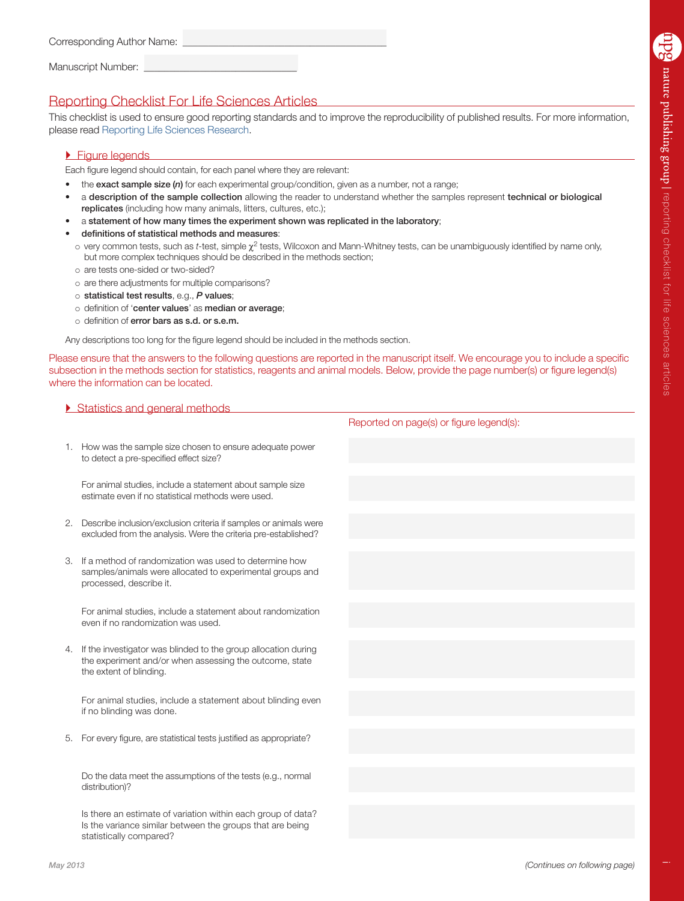Corresponding Author Name: \_\_\_\_\_\_\_\_\_\_\_\_\_\_\_\_\_\_\_\_\_\_\_\_\_\_\_\_

Manuscript Number: \_\_\_\_\_\_\_\_\_\_\_\_\_\_\_\_\_\_\_\_\_\_

# Reporting Checklist For Life Sciences Articles

This checklist is used to ensure good reporting standards and to improve the reproducibility of published results. For more information, please read Reporting Life Sciences Research.

## Figure legends

Each figure legend should contain, for each panel where they are relevant:

- the **exact sample size (*n*)** for each experimental group/condition, given as a number, not a range;
- a **description of the sample collection** allowing the reader to understand whether the samples represent **technical or biological replicates** (including how many animals, litters, cultures, etc.);
- a **statement of how many times the experiment shown was replicated in the laboratory**;
- **definitions of statistical methods and measures**:
  - very common tests, such as *t*-test, simple $\chi^2$ tests, Wilcoxon and Mann-Whitney tests, can be unambiguously identified by name only, but more complex techniques should be described in the methods section;
  - are tests one-sided or two-sided?
  - are there adjustments for multiple comparisons?
  - **statistical test results**, e.g., ***P* values**;
  - definition of '**center values**' as **median or average**;
  - definition of **error bars as s.d. or s.e.m.**

Any descriptions too long for the figure legend should be included in the methods section.

Please ensure that the answers to the following questions are reported in the manuscript itself. We encourage you to include a specific subsection in the methods section for statistics, reagents and animal models. Below, provide the page number(s) or figure legend(s) where the information can be located.

## Statistics and general methods

| | Reported on page(s) or figure legend(s): |
|---|---|
| 1. How was the sample size chosen to ensure adequate power to detect a pre-specified effect size? | |
| For animal studies, include a statement about sample size estimate even if no statistical methods were used. | |
| 2. Describe inclusion/exclusion criteria if samples or animals were excluded from the analysis. Were the criteria pre-established? | |
| 3. If a method of randomization was used to determine how samples/animals were allocated to experimental groups and processed, describe it. | |
| For animal studies, include a statement about randomization even if no randomization was used. | |
| 4. If the investigator was blinded to the group allocation during the experiment and/or when assessing the outcome, state the extent of blinding. | |
| For animal studies, include a statement about blinding even if no blinding was done. | |
| 5. For every figure, are statistical tests justified as appropriate? | |
| Do the data meet the assumptions of the tests (e.g., normal distribution)? | |
| Is there an estimate of variation within each group of data? Is the variance similar between the groups that are being statistically compared? | |

May 2013

(Continues on following page)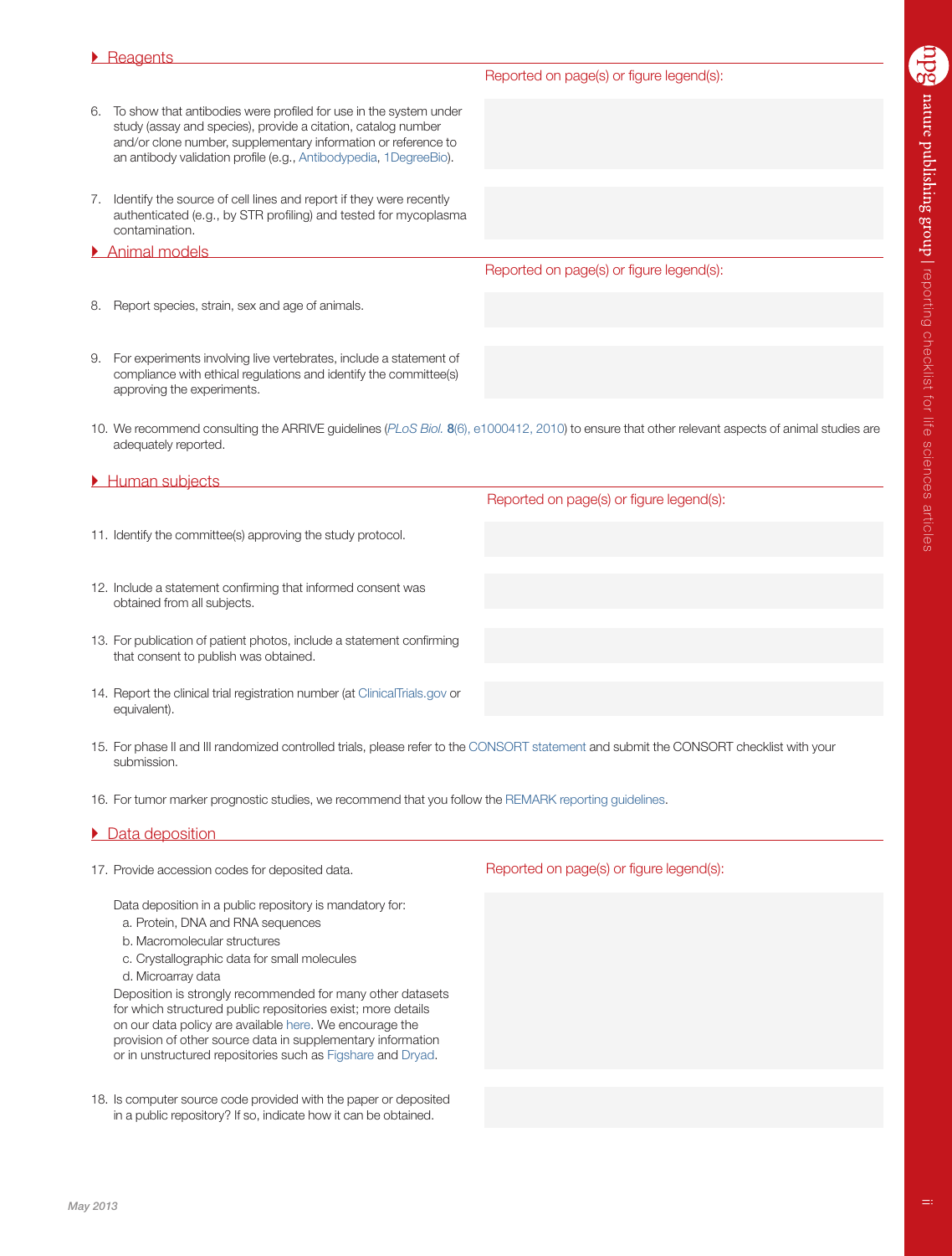## ▸ Reagents

Reported on page(s) or figure legend(s):

6. To show that antibodies were profiled for use in the system under study (assay and species), provide a citation, catalog number and/or clone number, supplementary information or reference to an antibody validation profile (e.g., Antibodypedia, 1DegreeBio).

7. Identify the source of cell lines and report if they were recently authenticated (e.g., by STR profiling) and tested for mycoplasma contamination.

## ▸ Animal models

Reported on page(s) or figure legend(s):

8. Report species, strain, sex and age of animals.

9. For experiments involving live vertebrates, include a statement of compliance with ethical regulations and identify the committee(s) approving the experiments.

10. We recommend consulting the ARRIVE guidelines (*PLoS Biol.* **8**(6), e1000412, 2010) to ensure that other relevant aspects of animal studies are adequately reported.

## ▸ Human subjects

Reported on page(s) or figure legend(s):

11. Identify the committee(s) approving the study protocol.

12. Include a statement confirming that informed consent was obtained from all subjects.

13. For publication of patient photos, include a statement confirming that consent to publish was obtained.

14. Report the clinical trial registration number (at ClinicalTrials.gov or equivalent).

15. For phase II and III randomized controlled trials, please refer to the CONSORT statement and submit the CONSORT checklist with your submission.

16. For tumor marker prognostic studies, we recommend that you follow the REMARK reporting guidelines.

## ▸ Data deposition

17. Provide accession codes for deposited data.

Reported on page(s) or figure legend(s):

Data deposition in a public repository is mandatory for:

a. Protein, DNA and RNA sequences
b. Macromolecular structures
c. Crystallographic data for small molecules
d. Microarray data

Deposition is strongly recommended for many other datasets for which structured public repositories exist; more details on our data policy are available here. We encourage the provision of other source data in supplementary information or in unstructured repositories such as Figshare and Dryad.

18. Is computer source code provided with the paper or deposited in a public repository? If so, indicate how it can be obtained.